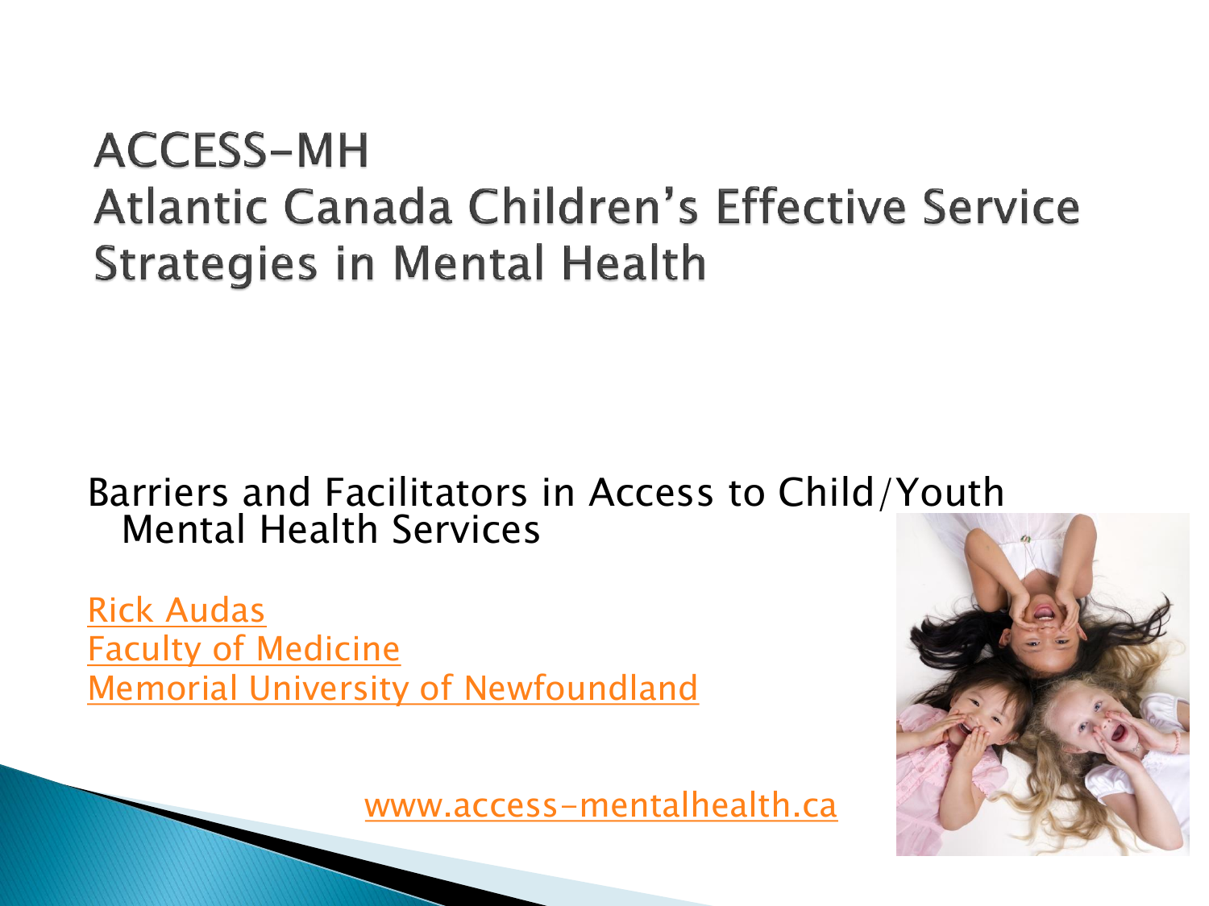# ACCESS-MH
# Atlantic Canada Children's Effective Service Strategies in Mental Health

Barriers and Facilitators in Access to Child/Youth Mental Health Services

Rick Audas
Faculty of Medicine
Memorial University of Newfoundland

www.access-mentalhealth.ca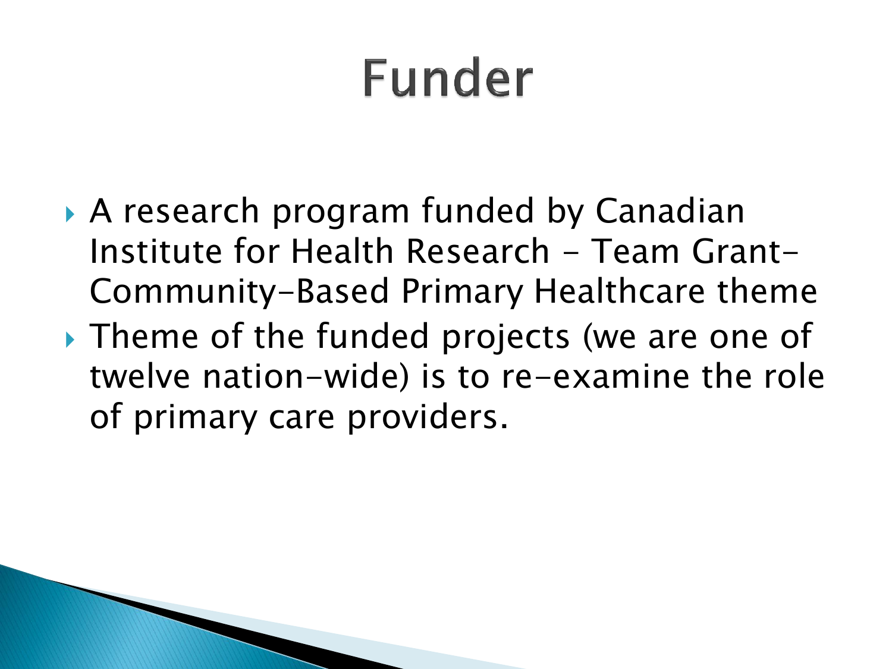# Funder

- A research program funded by Canadian Institute for Health Research – Team Grant-Community-Based Primary Healthcare theme
- Theme of the funded projects (we are one of twelve nation-wide) is to re-examine the role of primary care providers.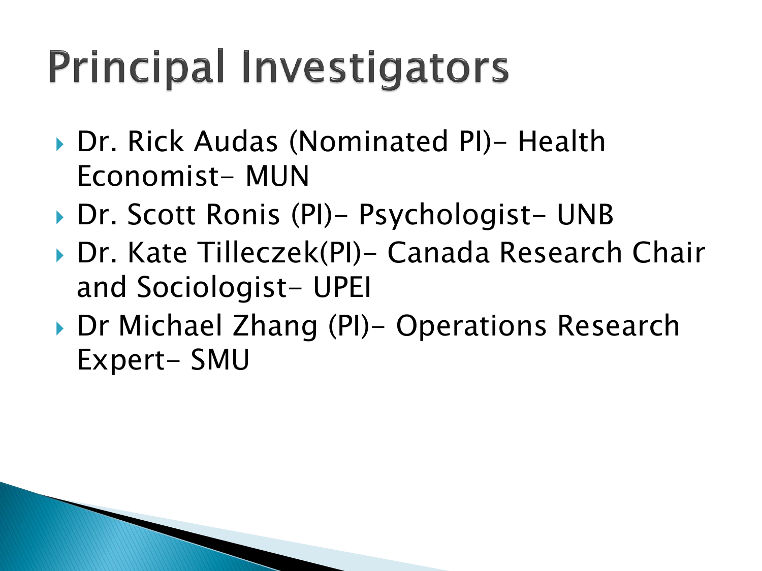# Principal Investigators

- Dr. Rick Audas (Nominated PI)- Health Economist- MUN
- Dr. Scott Ronis (PI)- Psychologist- UNB
- Dr. Kate Tilleczek(PI)- Canada Research Chair and Sociologist- UPEI
- Dr Michael Zhang (PI)- Operations Research Expert- SMU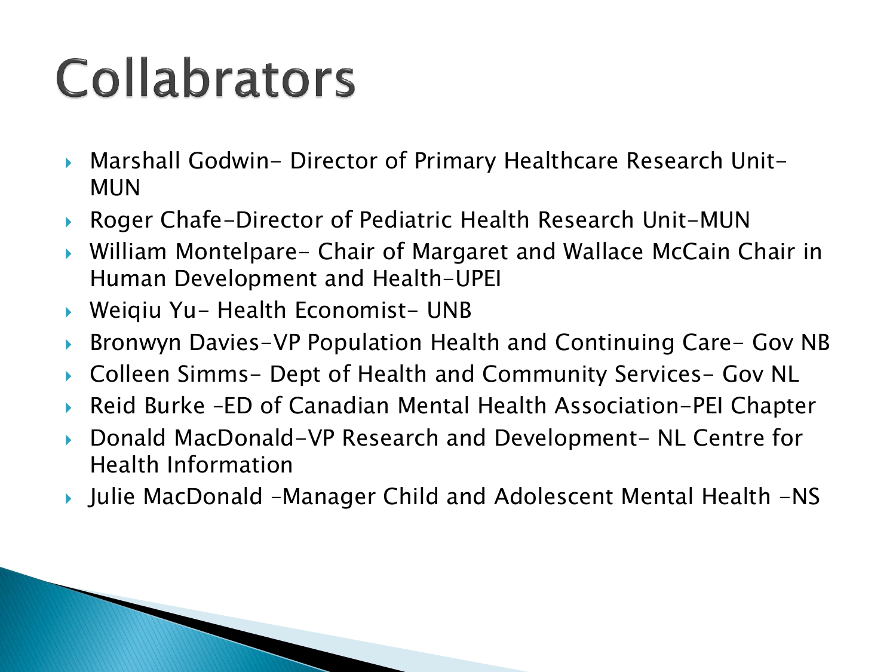# Collabrators

- Marshall Godwin- Director of Primary Healthcare Research Unit- MUN
- Roger Chafe-Director of Pediatric Health Research Unit-MUN
- William Montelpare- Chair of Margaret and Wallace McCain Chair in Human Development and Health-UPEI
- Weiqiu Yu- Health Economist- UNB
- Bronwyn Davies-VP Population Health and Continuing Care- Gov NB
- Colleen Simms- Dept of Health and Community Services- Gov NL
- Reid Burke –ED of Canadian Mental Health Association-PEI Chapter
- Donald MacDonald-VP Research and Development- NL Centre for Health Information
- Julie MacDonald –Manager Child and Adolescent Mental Health -NS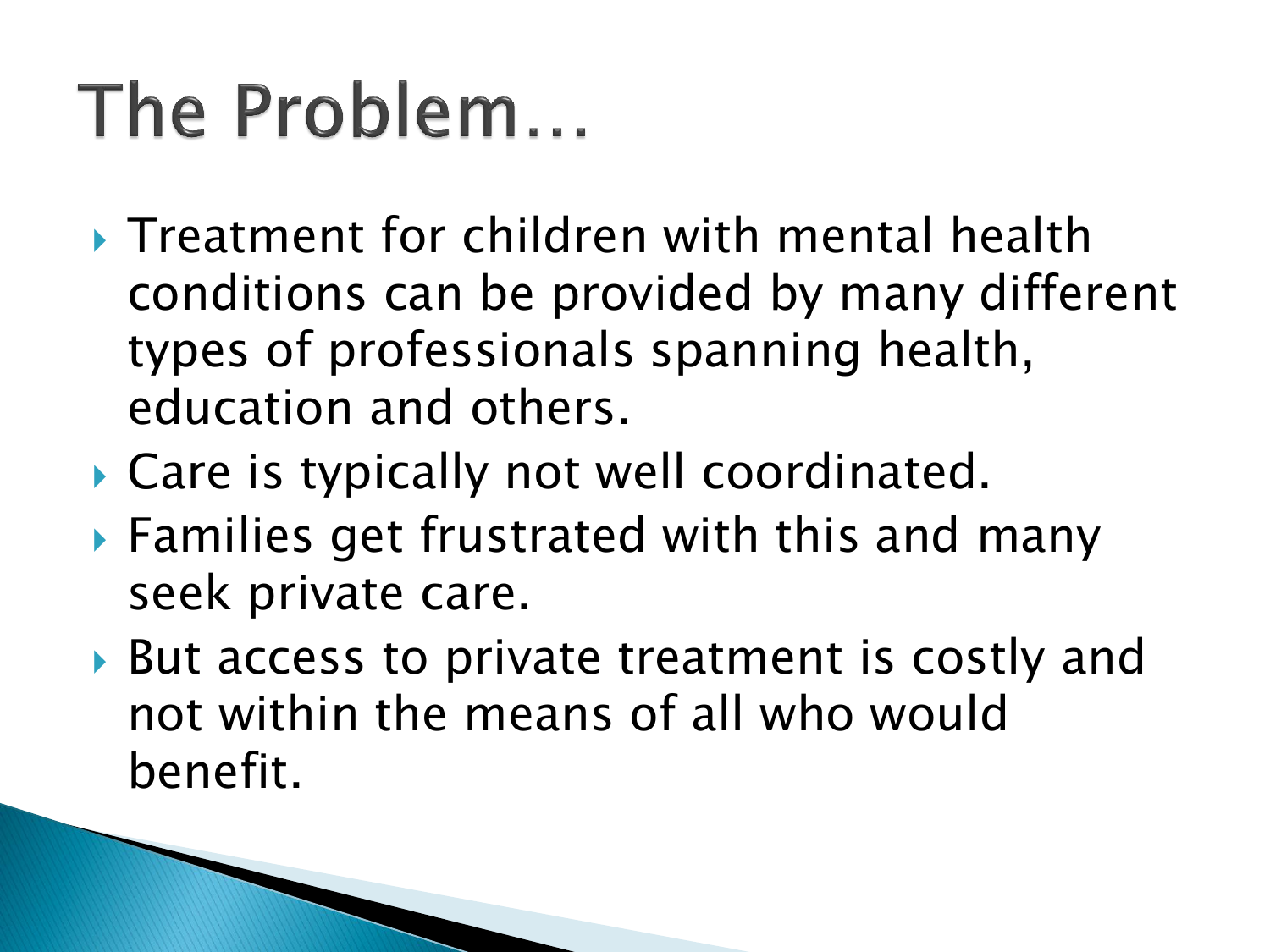# The Problem…

- Treatment for children with mental health conditions can be provided by many different types of professionals spanning health, education and others.
- Care is typically not well coordinated.
- Families get frustrated with this and many seek private care.
- But access to private treatment is costly and not within the means of all who would benefit.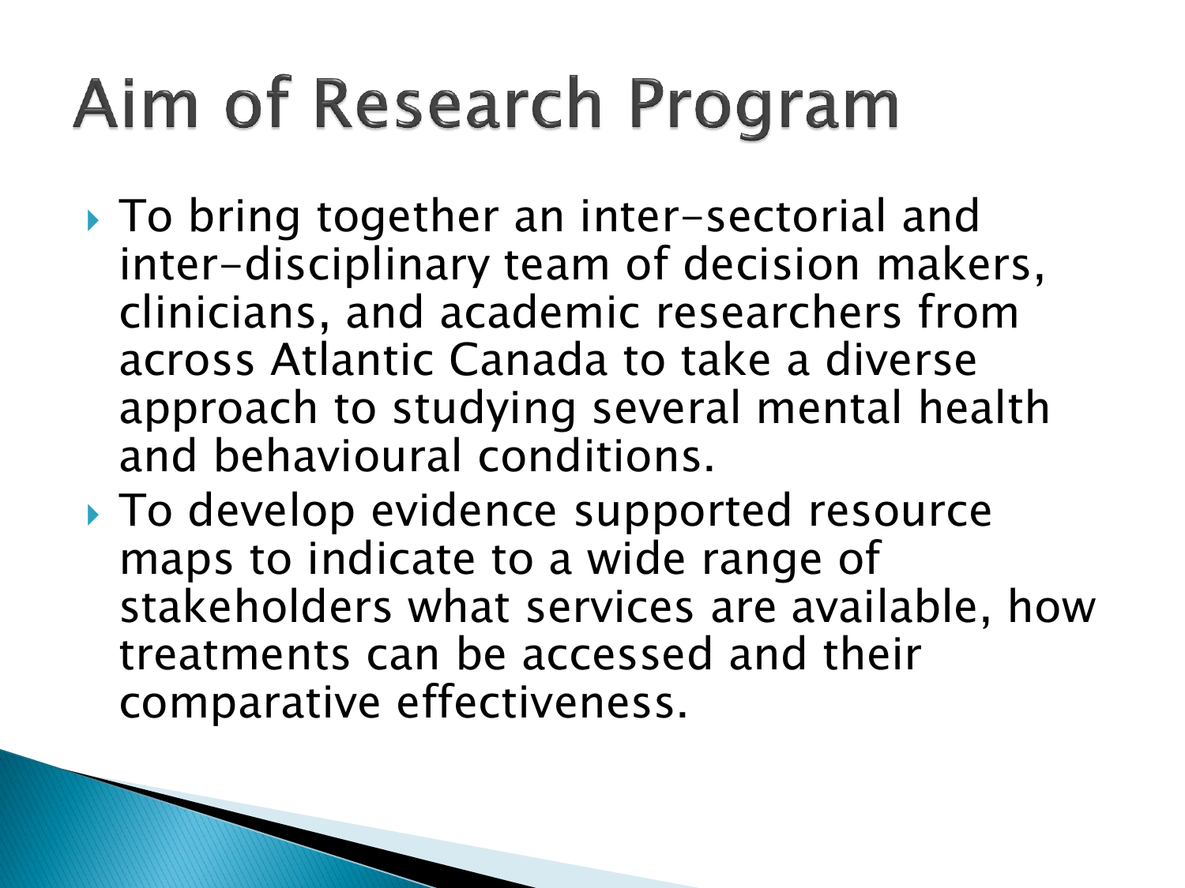# Aim of Research Program

- To bring together an inter-sectorial and inter-disciplinary team of decision makers, clinicians, and academic researchers from across Atlantic Canada to take a diverse approach to studying several mental health and behavioural conditions.
- To develop evidence supported resource maps to indicate to a wide range of stakeholders what services are available, how treatments can be accessed and their comparative effectiveness.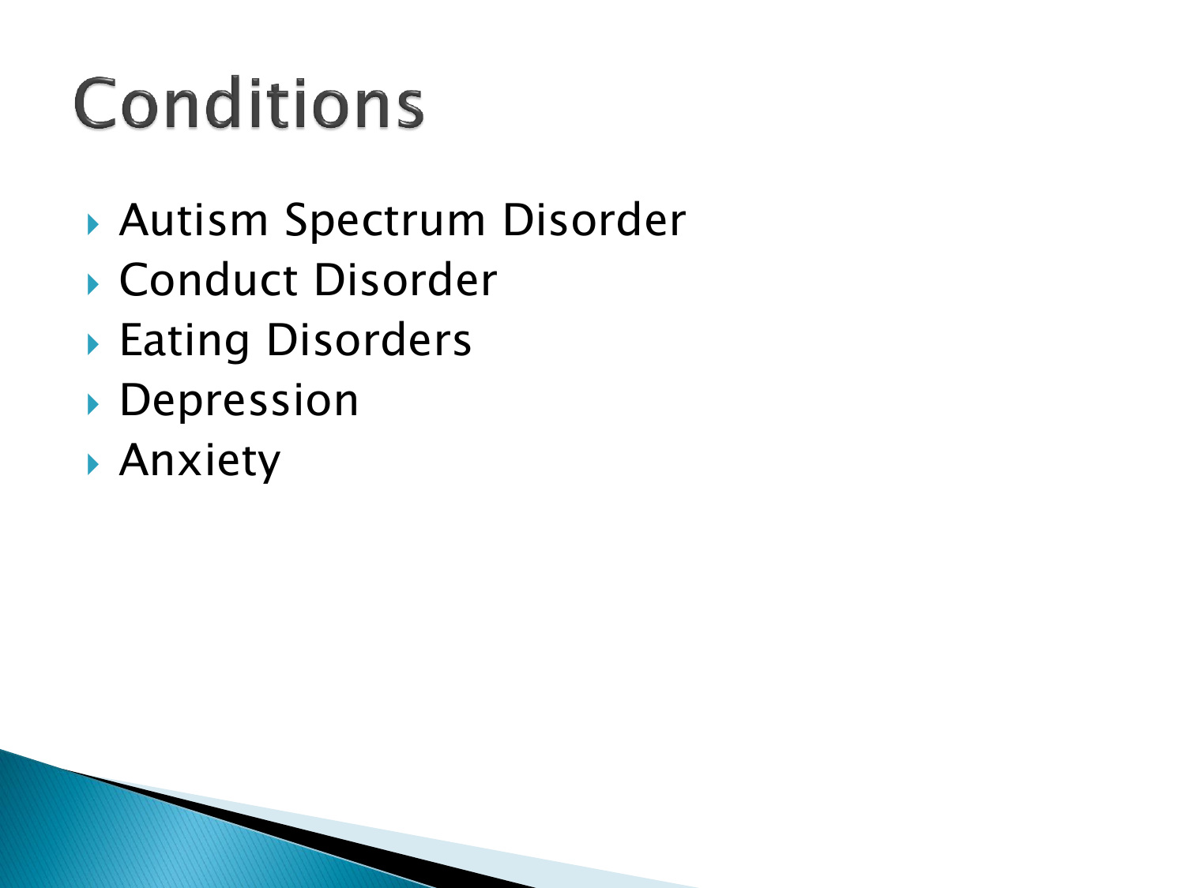# Conditions

- Autism Spectrum Disorder
- Conduct Disorder
- Eating Disorders
- Depression
- Anxiety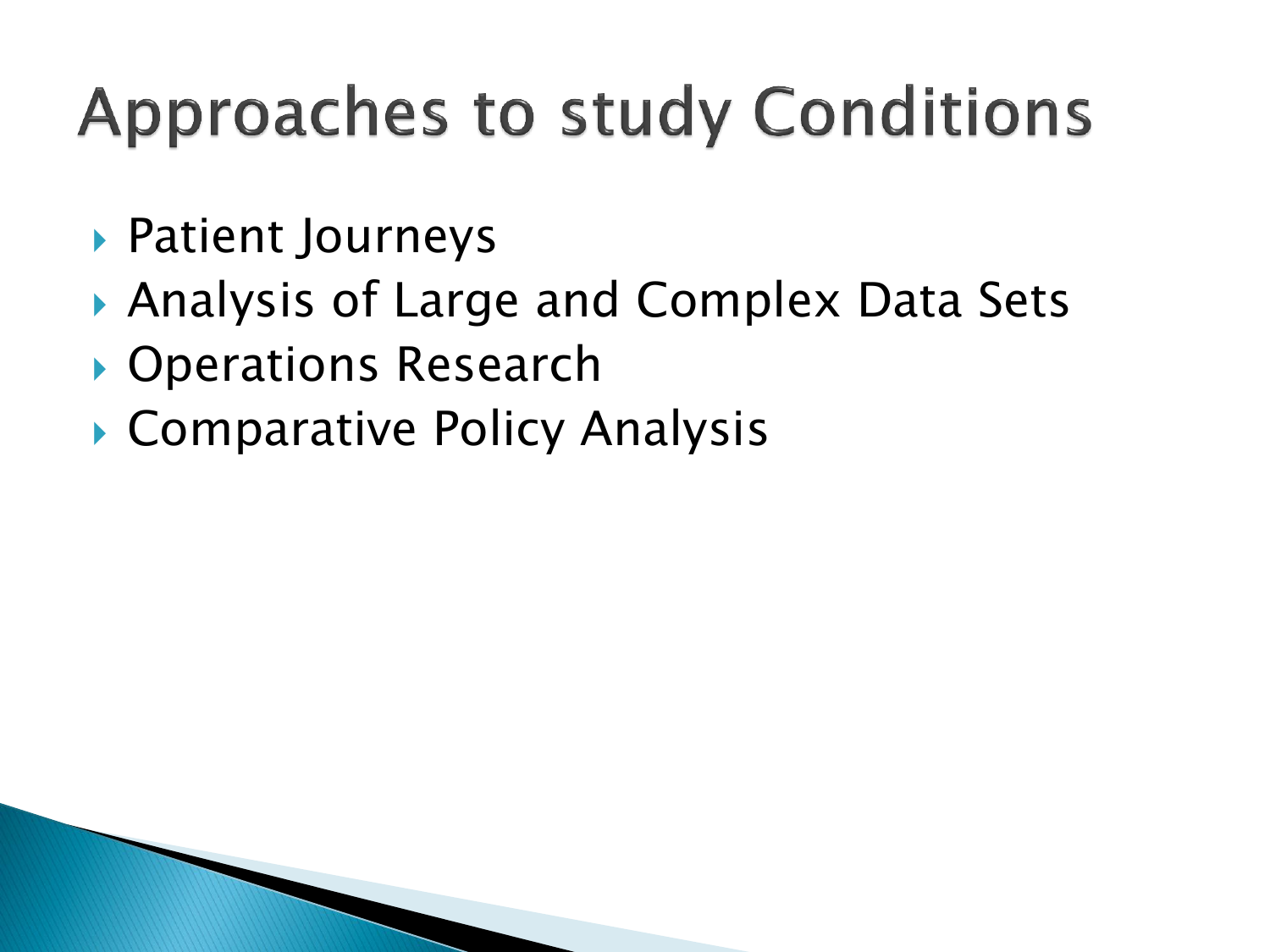# Approaches to study Conditions

- Patient Journeys
- Analysis of Large and Complex Data Sets
- Operations Research
- Comparative Policy Analysis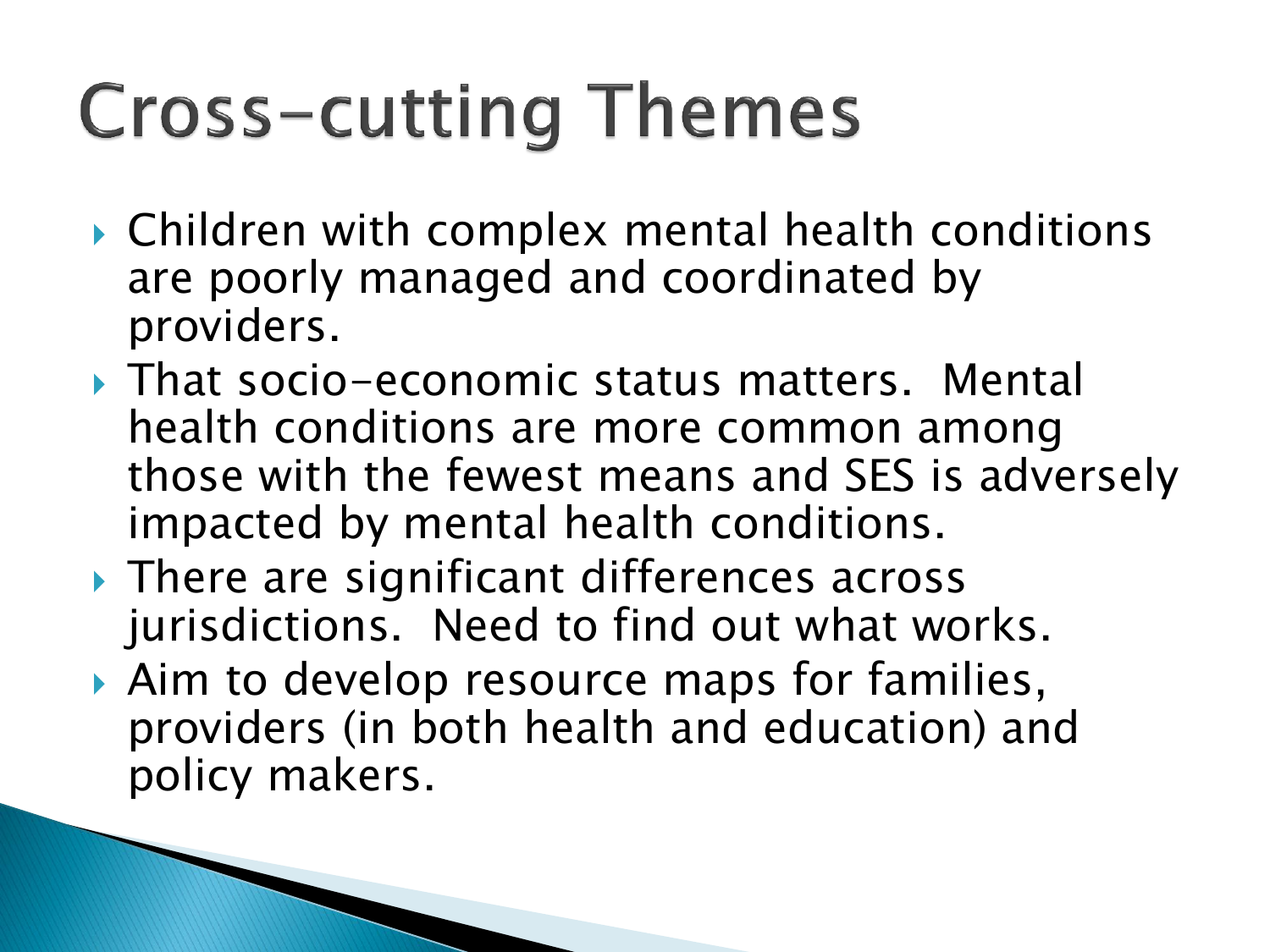# Cross-cutting Themes

- Children with complex mental health conditions are poorly managed and coordinated by providers.
- That socio-economic status matters. Mental health conditions are more common among those with the fewest means and SES is adversely impacted by mental health conditions.
- There are significant differences across jurisdictions. Need to find out what works.
- Aim to develop resource maps for families, providers (in both health and education) and policy makers.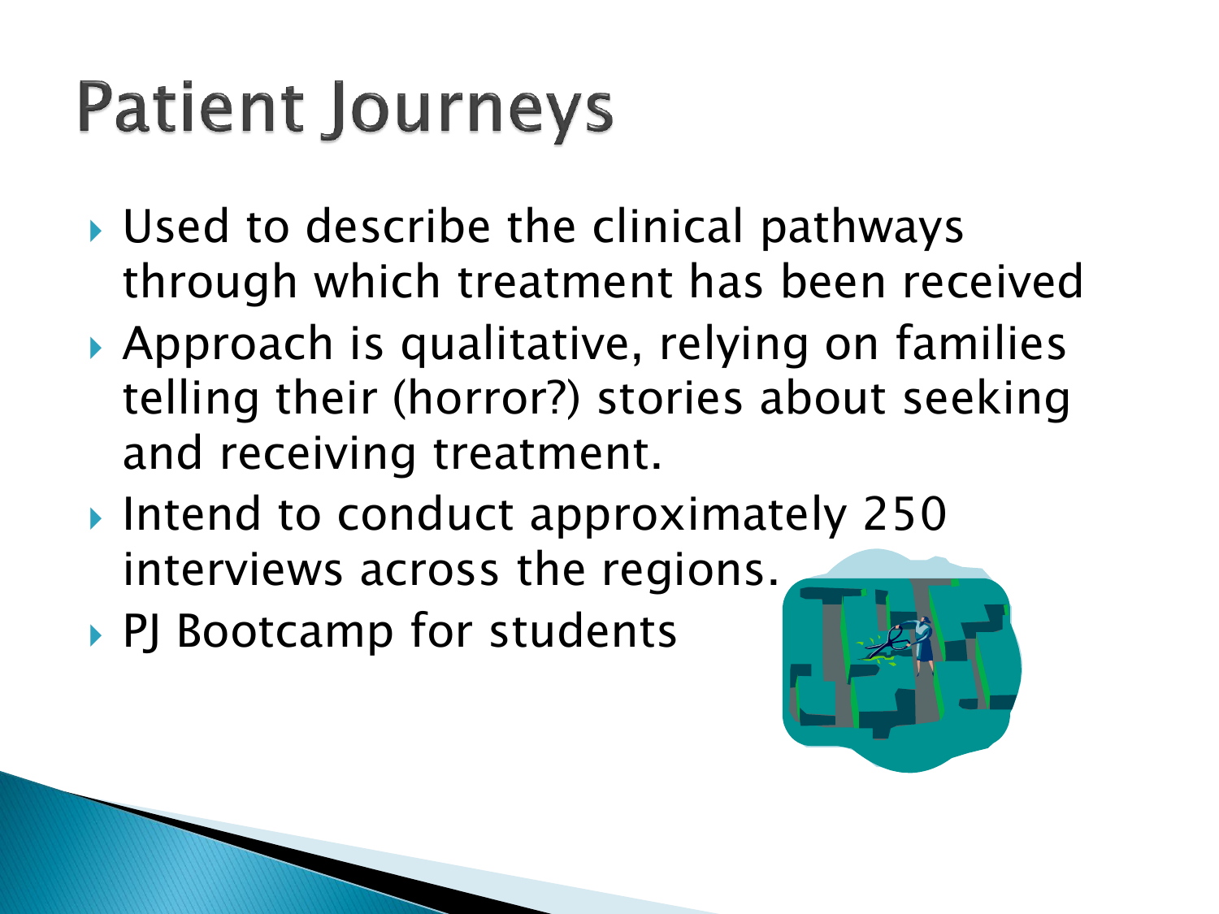# Patient Journeys

- Used to describe the clinical pathways through which treatment has been received
- Approach is qualitative, relying on families telling their (horror?) stories about seeking and receiving treatment.
- Intend to conduct approximately 250 interviews across the regions.
- PJ Bootcamp for students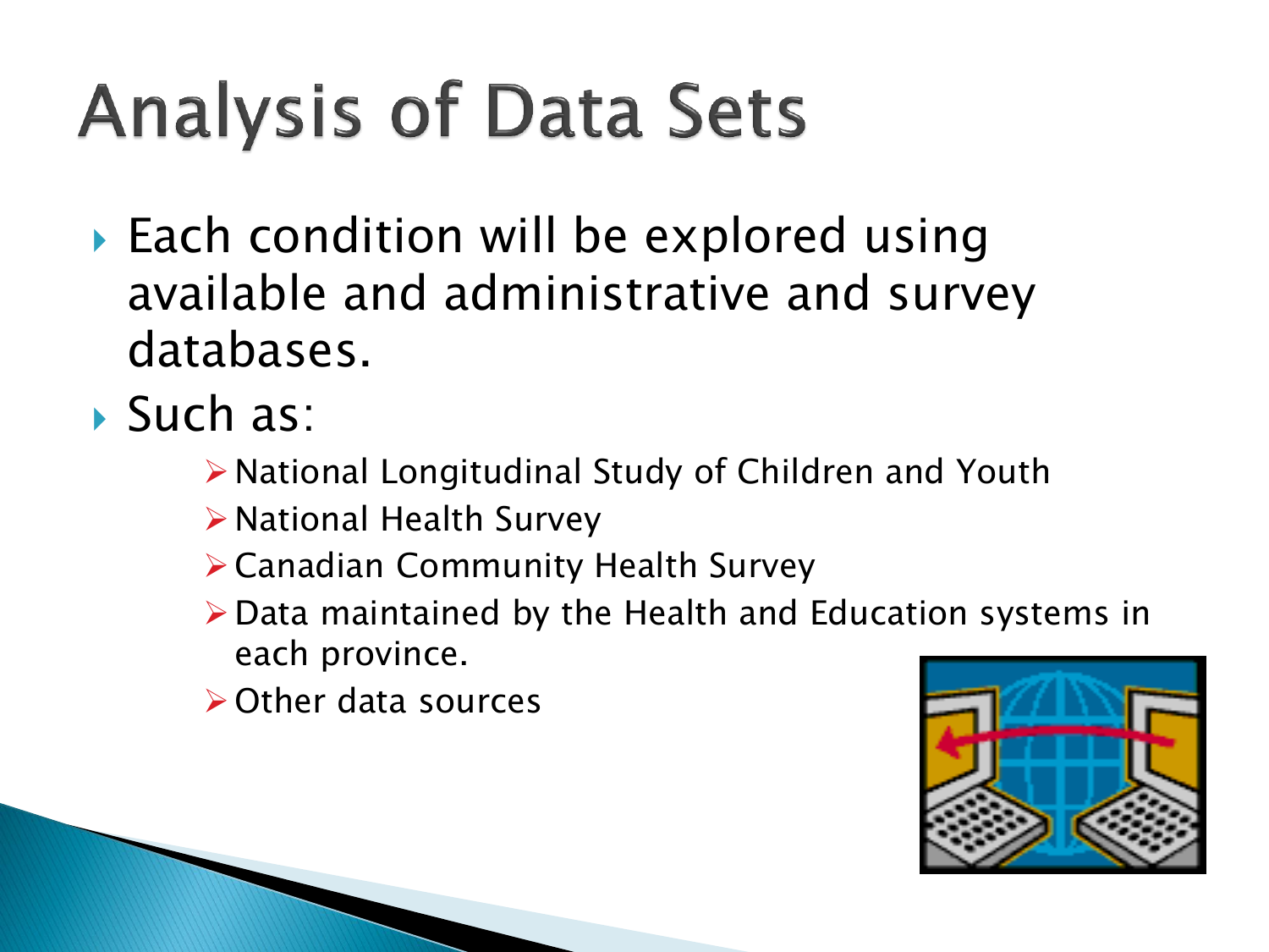# Analysis of Data Sets

- Each condition will be explored using available and administrative and survey databases.
- Such as:
  - National Longitudinal Study of Children and Youth
  - National Health Survey
  - Canadian Community Health Survey
  - Data maintained by the Health and Education systems in each province.
  - Other data sources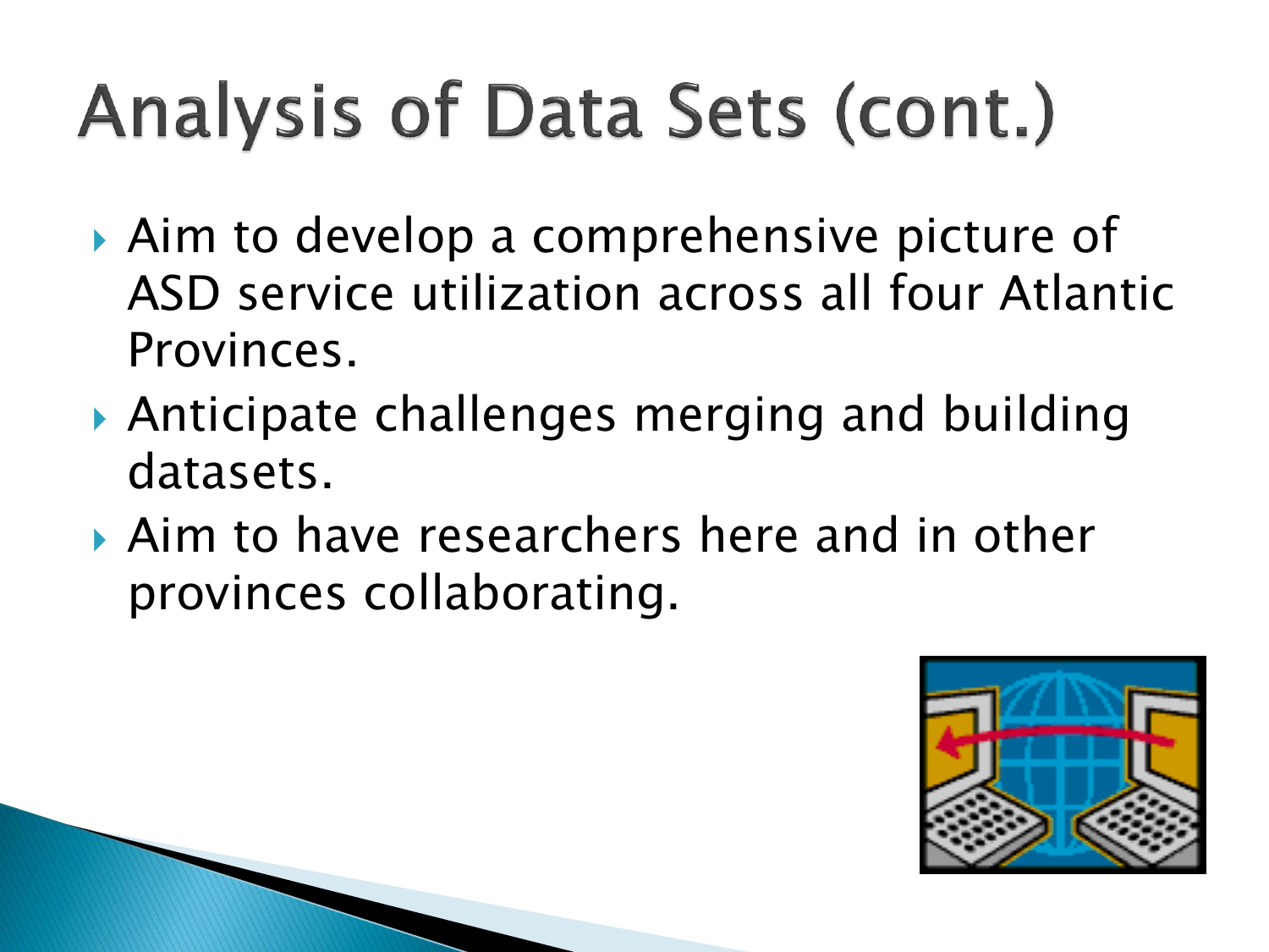# Analysis of Data Sets (cont.)

- Aim to develop a comprehensive picture of ASD service utilization across all four Atlantic Provinces.
- Anticipate challenges merging and building datasets.
- Aim to have researchers here and in other provinces collaborating.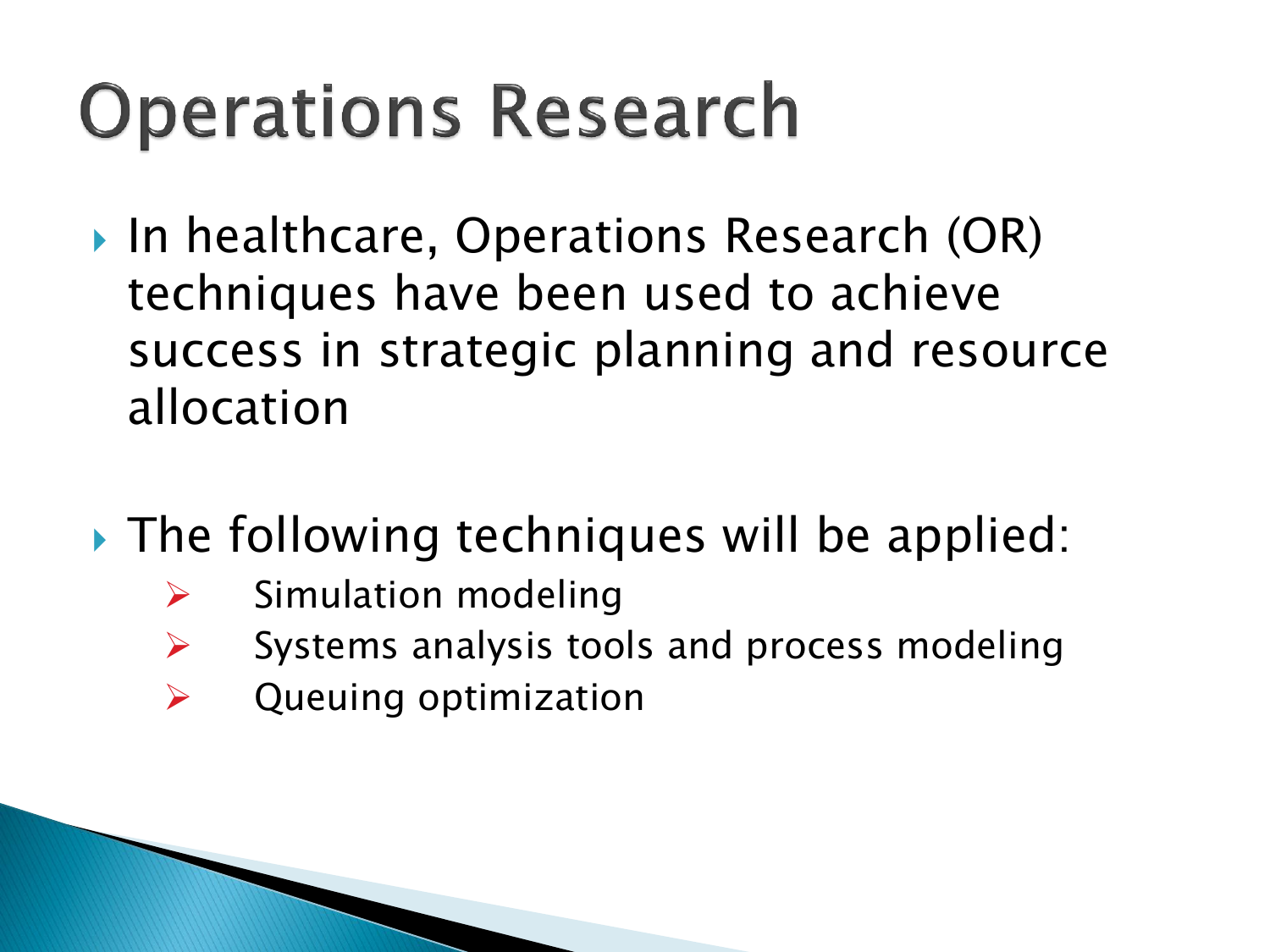# Operations Research

- In healthcare, Operations Research (OR) techniques have been used to achieve success in strategic planning and resource allocation

- The following techniques will be applied:
  - Simulation modeling
  - Systems analysis tools and process modeling
  - Queuing optimization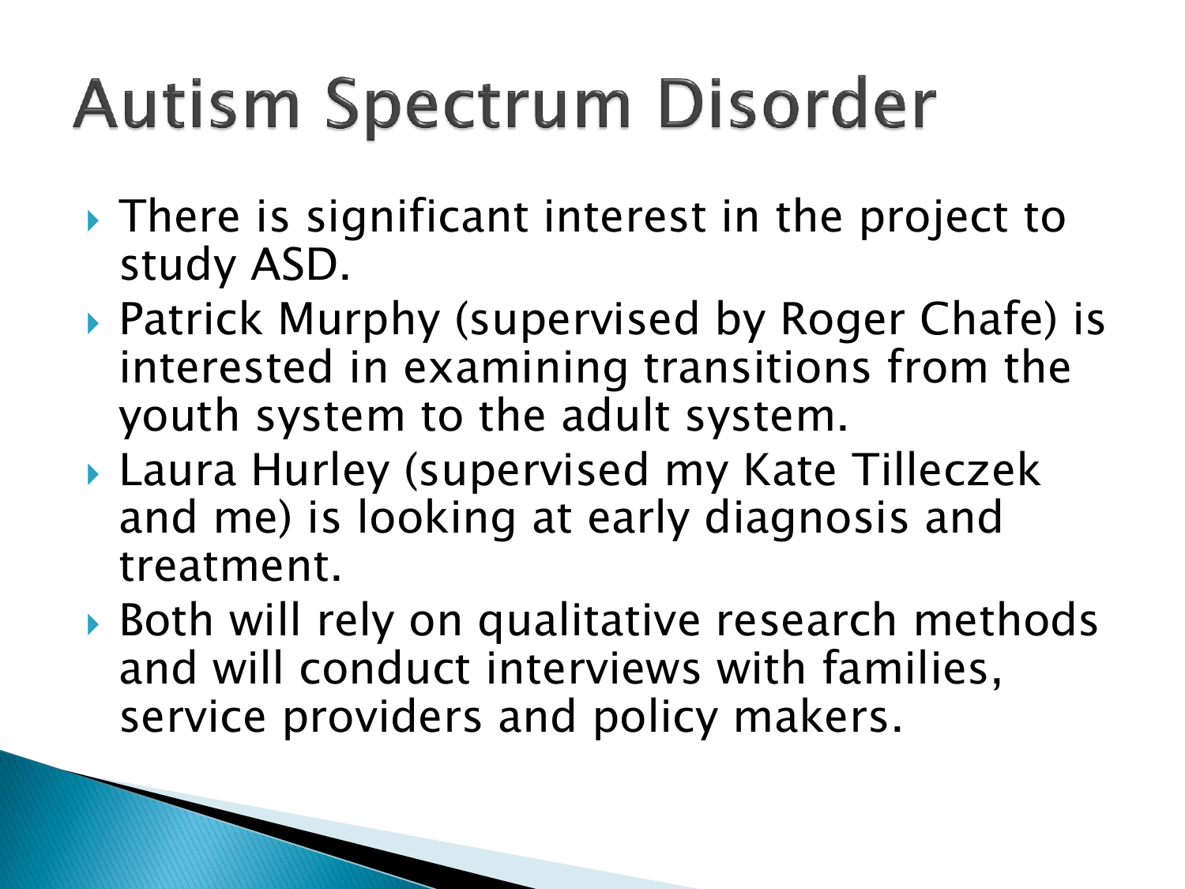# Autism Spectrum Disorder

- There is significant interest in the project to study ASD.
- Patrick Murphy (supervised by Roger Chafe) is interested in examining transitions from the youth system to the adult system.
- Laura Hurley (supervised my Kate Tilleczek and me) is looking at early diagnosis and treatment.
- Both will rely on qualitative research methods and will conduct interviews with families, service providers and policy makers.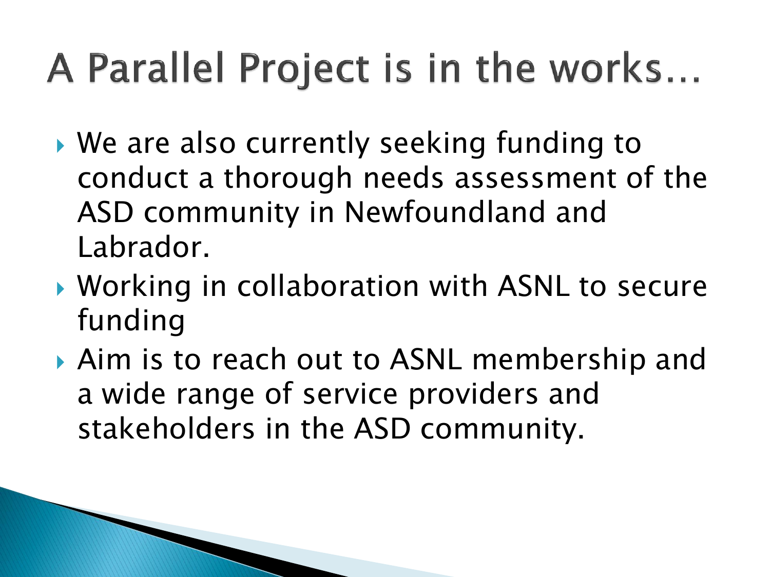# A Parallel Project is in the works…

- We are also currently seeking funding to conduct a thorough needs assessment of the ASD community in Newfoundland and Labrador.
- Working in collaboration with ASNL to secure funding
- Aim is to reach out to ASNL membership and a wide range of service providers and stakeholders in the ASD community.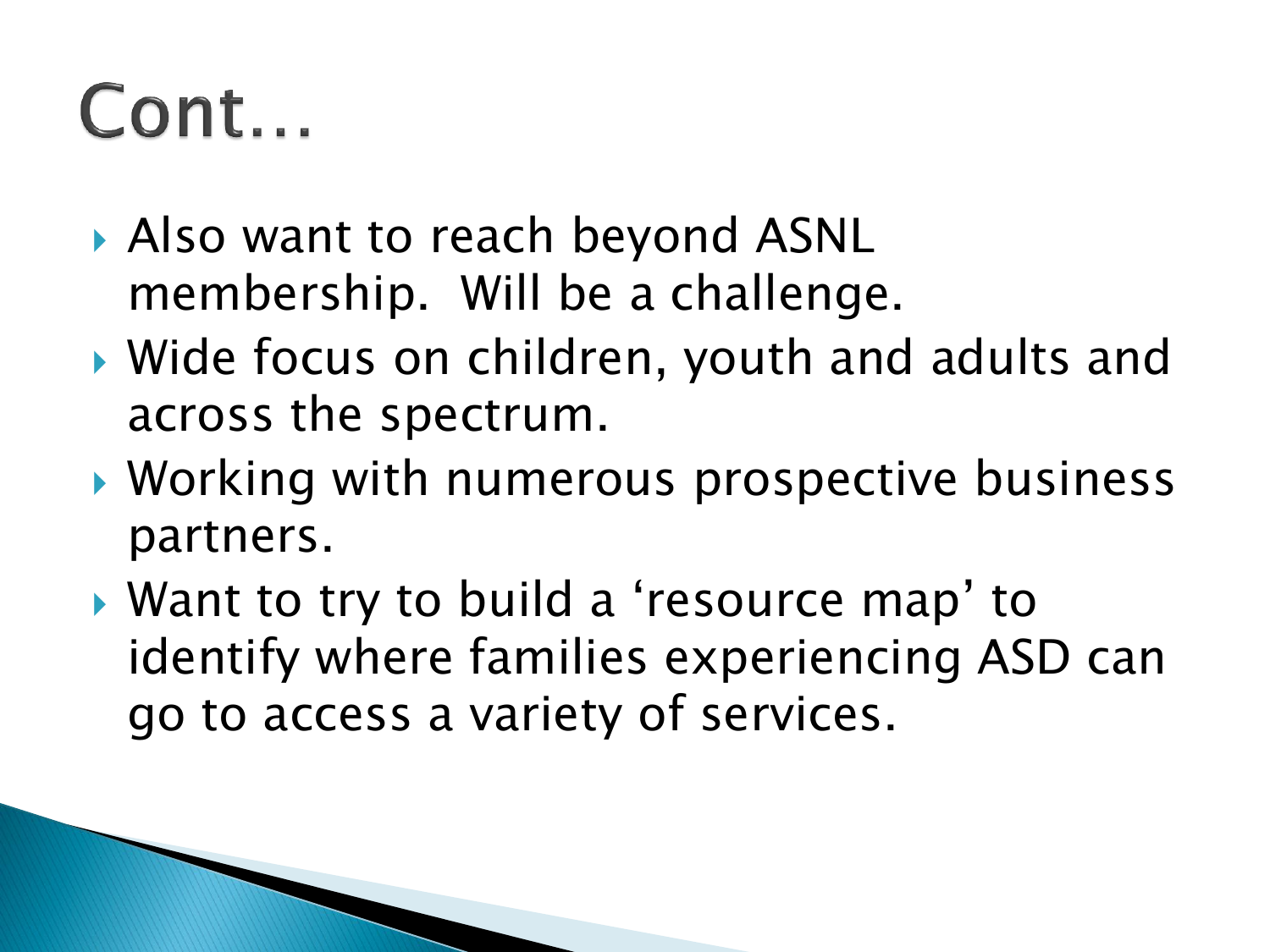# Cont…

- Also want to reach beyond ASNL membership.  Will be a challenge.
- Wide focus on children, youth and adults and across the spectrum.
- Working with numerous prospective business partners.
- Want to try to build a ‘resource map’ to identify where families experiencing ASD can go to access a variety of services.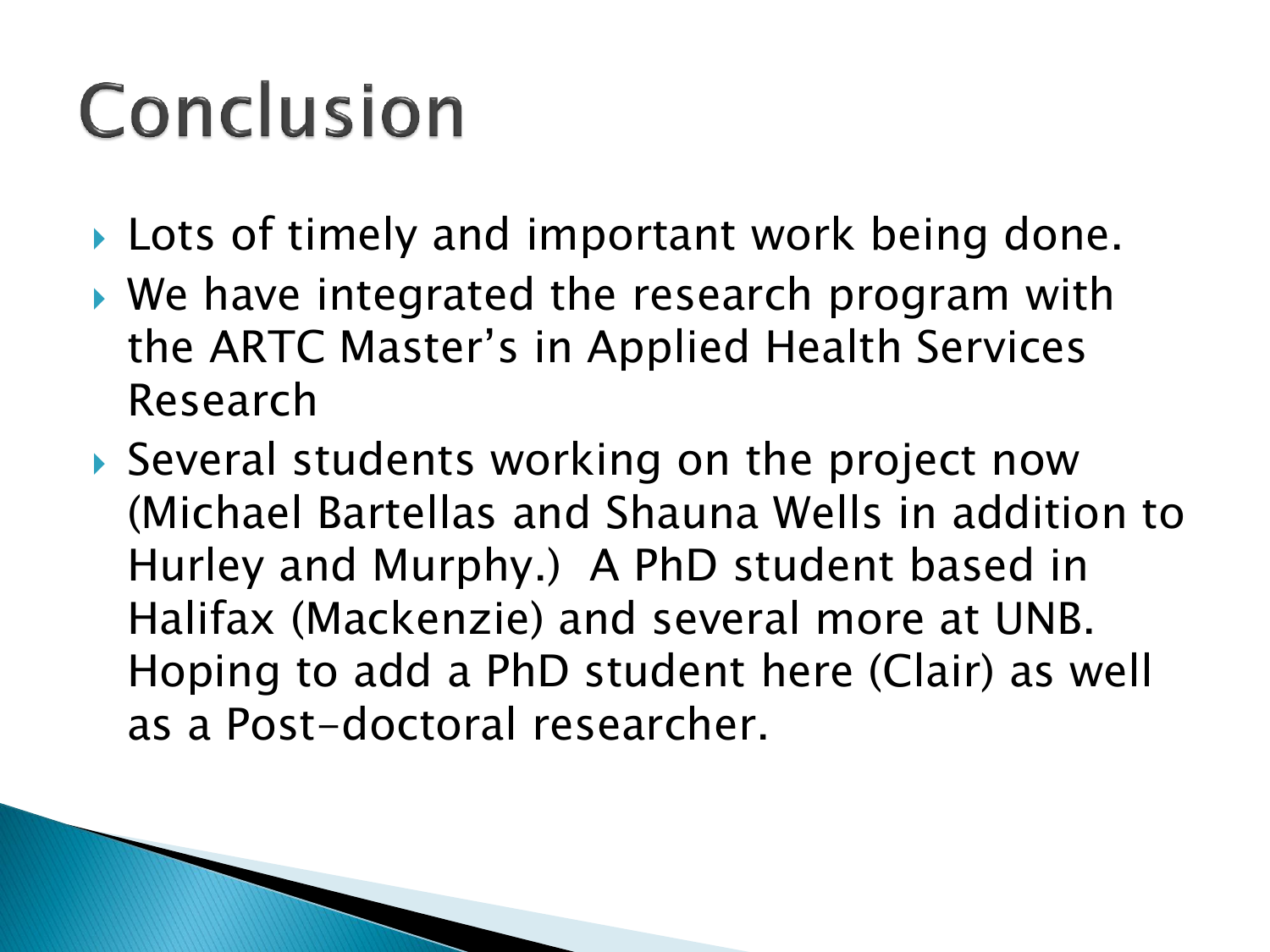# Conclusion

- Lots of timely and important work being done.
- We have integrated the research program with the ARTC Master's in Applied Health Services Research
- Several students working on the project now (Michael Bartellas and Shauna Wells in addition to Hurley and Murphy.) A PhD student based in Halifax (Mackenzie) and several more at UNB. Hoping to add a PhD student here (Clair) as well as a Post-doctoral researcher.